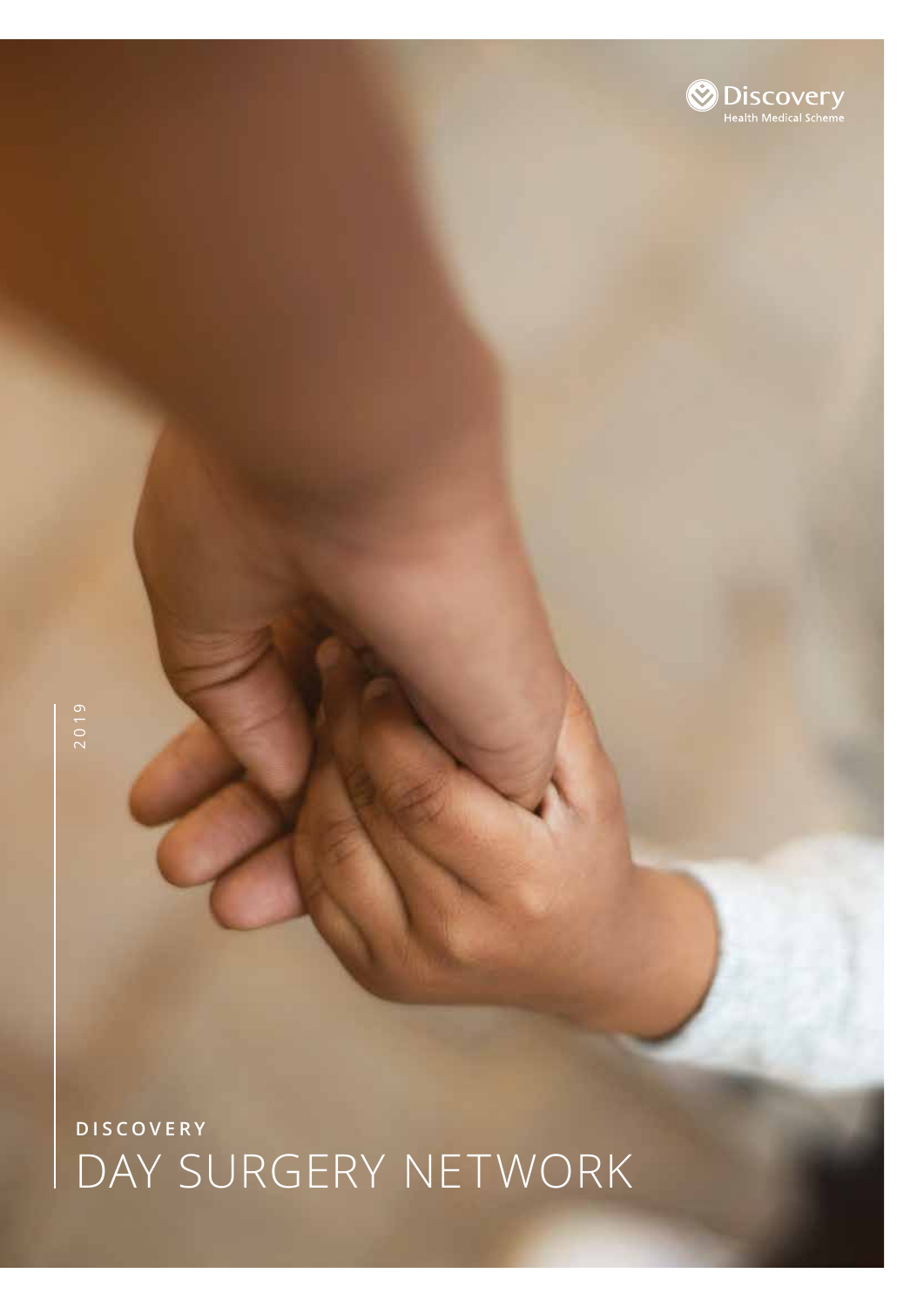Discovery
Health Medical Scheme

2019

**DISCOVERY**

# DAY SURGERY NETWORK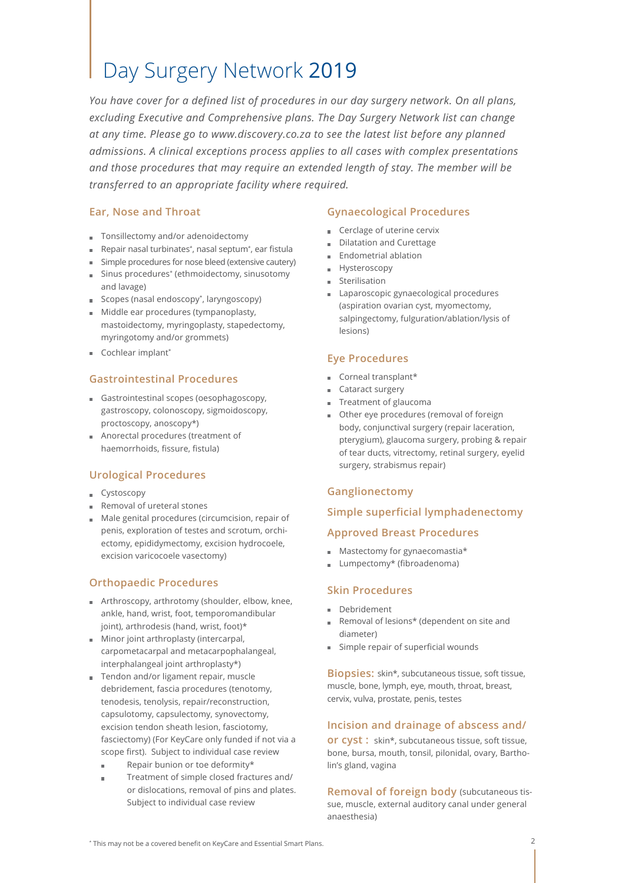# Day Surgery Network 2019

*You have cover for a defined list of procedures in our day surgery network. On all plans, excluding Executive and Comprehensive plans. The Day Surgery Network list can change at any time. Please go to www.discovery.co.za to see the latest list before any planned admissions. A clinical exceptions process applies to all cases with complex presentations and those procedures that may require an extended length of stay. The member will be transferred to an appropriate facility where required.*

## Ear, Nose and Throat

- Tonsillectomy and/or adenoidectomy
- Repair nasal turbinates*, nasal septum*, ear fistula
- Simple procedures for nose bleed (extensive cautery)
- Sinus procedures* (ethmoidectomy, sinusotomy and lavage)
- Scopes (nasal endoscopy*, laryngoscopy)
- Middle ear procedures (tympanoplasty, mastoidectomy, myringoplasty, stapedectomy, myringotomy and/or grommets)
- Cochlear implant*

## Gastrointestinal Procedures

- Gastrointestinal scopes (oesophagoscopy, gastroscopy, colonoscopy, sigmoidoscopy, proctoscopy, anoscopy*)
- Anorectal procedures (treatment of haemorrhoids, fissure, fistula)

## Urological Procedures

- Cystoscopy
- Removal of ureteral stones
- Male genital procedures (circumcision, repair of penis, exploration of testes and scrotum, orchiectomy, epididymectomy, excision hydrocoele, excision varicocoele vasectomy)

## Orthopaedic Procedures

- Arthroscopy, arthrotomy (shoulder, elbow, knee, ankle, hand, wrist, foot, temporomandibular joint), arthrodesis (hand, wrist, foot)*
- Minor joint arthroplasty (intercarpal, carpometacarpal and metacarpophalangeal, interphalangeal joint arthroplasty*)
- Tendon and/or ligament repair, muscle debridement, fascia procedures (tenotomy, tenodesis, tenolysis, repair/reconstruction, capsulotomy, capsulectomy, synovectomy, excision tendon sheath lesion, fasciotomy, fasciectomy) (For KeyCare only funded if not via a scope first). Subject to individual case review
  - Repair bunion or toe deformity*
  - Treatment of simple closed fractures and/or dislocations, removal of pins and plates. Subject to individual case review

## Gynaecological Procedures

- Cerclage of uterine cervix
- Dilatation and Curettage
- Endometrial ablation
- Hysteroscopy
- Sterilisation
- Laparoscopic gynaecological procedures (aspiration ovarian cyst, myomectomy, salpingectomy, fulguration/ablation/lysis of lesions)

## Eye Procedures

- Corneal transplant*
- Cataract surgery
- Treatment of glaucoma
- Other eye procedures (removal of foreign body, conjunctival surgery (repair laceration, pterygium), glaucoma surgery, probing & repair of tear ducts, vitrectomy, retinal surgery, eyelid surgery, strabismus repair)

## Ganglionectomy

## Simple superficial lymphadenectomy

## Approved Breast Procedures

- Mastectomy for gynaecomastia*
- Lumpectomy* (fibroadenoma)

## Skin Procedures

- Debridement
- Removal of lesions* (dependent on site and diameter)
- Simple repair of superficial wounds

**Biopsies:** skin*, subcutaneous tissue, soft tissue, muscle, bone, lymph, eye, mouth, throat, breast, cervix, vulva, prostate, penis, testes

**Incision and drainage of abscess and/or cyst :** skin*, subcutaneous tissue, soft tissue, bone, bursa, mouth, tonsil, pilonidal, ovary, Bartholin's gland, vagina

**Removal of foreign body** (subcutaneous tissue, muscle, external auditory canal under general anaesthesia)

\* This may not be a covered benefit on KeyCare and Essential Smart Plans.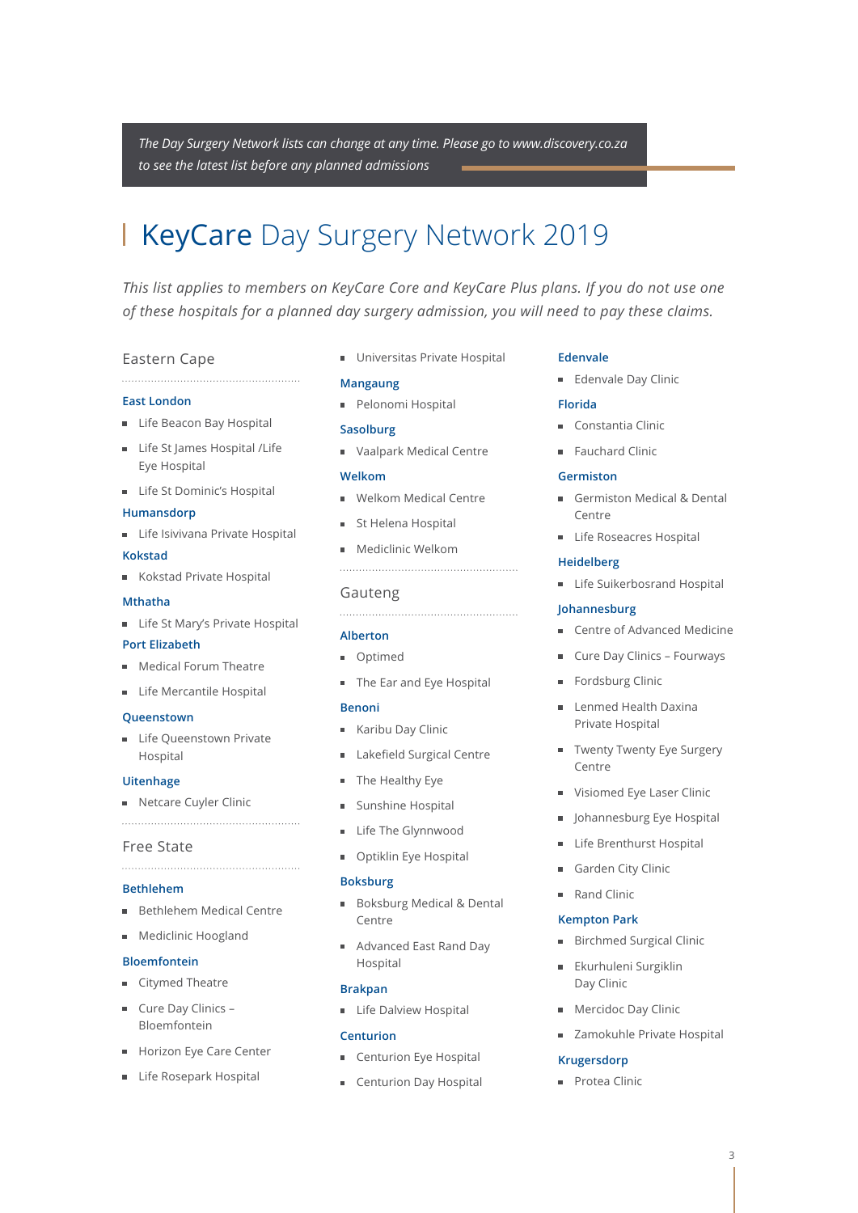*The Day Surgery Network lists can change at any time. Please go to www.discovery.co.za to see the latest list before any planned admissions*

# KeyCare Day Surgery Network 2019

*This list applies to members on KeyCare Core and KeyCare Plus plans. If you do not use one of these hospitals for a planned day surgery admission, you will need to pay these claims.*

## Eastern Cape

### East London

- Life Beacon Bay Hospital
- Life St James Hospital /Life Eye Hospital
- Life St Dominic's Hospital

### Humansdorp

- Life Isivivana Private Hospital

### Kokstad

- Kokstad Private Hospital

### Mthatha

- Life St Mary's Private Hospital

### Port Elizabeth

- Medical Forum Theatre
- Life Mercantile Hospital

### Queenstown

- Life Queenstown Private Hospital

### Uitenhage

- Netcare Cuyler Clinic

## Free State

### Bethlehem

- Bethlehem Medical Centre
- Mediclinic Hoogland

### Bloemfontein

- Citymed Theatre
- Cure Day Clinics – Bloemfontein
- Horizon Eye Care Center
- Life Rosepark Hospital
- Universitas Private Hospital

### Mangaung

- Pelonomi Hospital

### Sasolburg

- Vaalpark Medical Centre

### Welkom

- Welkom Medical Centre
- St Helena Hospital
- Mediclinic Welkom

## Gauteng

### Alberton

- Optimed
- The Ear and Eye Hospital

### Benoni

- Karibu Day Clinic
- Lakefield Surgical Centre
- The Healthy Eye
- Sunshine Hospital
- Life The Glynnwood
- Optiklin Eye Hospital

### Boksburg

- Boksburg Medical & Dental Centre
- Advanced East Rand Day Hospital

### Brakpan

- Life Dalview Hospital

### Centurion

- Centurion Eye Hospital
- Centurion Day Hospital

### Edenvale

- Edenvale Day Clinic

### Florida

- Constantia Clinic
- Fauchard Clinic

### Germiston

- Germiston Medical & Dental Centre
- Life Roseacres Hospital

### Heidelberg

- Life Suikerbosrand Hospital

### Johannesburg

- Centre of Advanced Medicine
- Cure Day Clinics – Fourways
- Fordsburg Clinic
- Lenmed Health Daxina Private Hospital
- Twenty Twenty Eye Surgery Centre
- Visiomed Eye Laser Clinic
- Johannesburg Eye Hospital
- Life Brenthurst Hospital
- Garden City Clinic
- Rand Clinic

### Kempton Park

- Birchmed Surgical Clinic
- Ekurhuleni Surgiklin Day Clinic
- Mercidoc Day Clinic
- Zamokuhle Private Hospital

### Krugersdorp

- Protea Clinic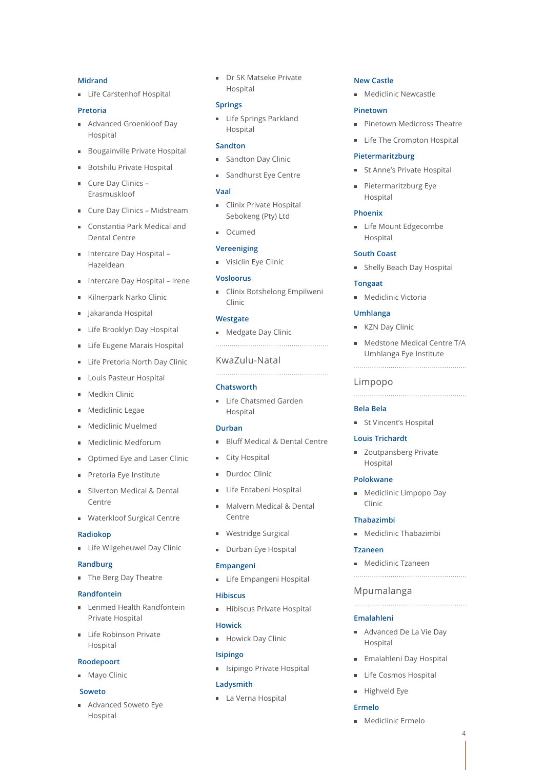### Midrand

- Life Carstenhof Hospital

### Pretoria

- Advanced Groenkloof Day Hospital
- Bougainville Private Hospital
- Botshilu Private Hospital
- Cure Day Clinics – Erasmuskloof
- Cure Day Clinics – Midstream
- Constantia Park Medical and Dental Centre
- Intercare Day Hospital – Hazeldean
- Intercare Day Hospital – Irene
- Kilnerpark Narko Clinic
- Jakaranda Hospital
- Life Brooklyn Day Hospital
- Life Eugene Marais Hospital
- Life Pretoria North Day Clinic
- Louis Pasteur Hospital
- Medkin Clinic
- Mediclinic Legae
- Mediclinic Muelmed
- Mediclinic Medforum
- Optimed Eye and Laser Clinic
- Pretoria Eye Institute
- Silverton Medical & Dental Centre
- Waterkloof Surgical Centre

### Radiokop

- Life Wilgeheuwel Day Clinic

### Randburg

- The Berg Day Theatre

### Randfontein

- Lenmed Health Randfontein Private Hospital
- Life Robinson Private Hospital

### Roodepoort

- Mayo Clinic

### Soweto

- Advanced Soweto Eye Hospital
- Dr SK Matseke Private Hospital

### Springs

- Life Springs Parkland Hospital

### Sandton

- Sandton Day Clinic
- Sandhurst Eye Centre

### Vaal

- Clinix Private Hospital Sebokeng (Pty) Ltd
- Ocumed

### Vereeniging

- Visiclin Eye Clinic

### Vosloorus

- Clinix Botshelong Empilweni Clinic

### Westgate

- Medgate Day Clinic

## KwaZulu-Natal

### Chatsworth

- Life Chatsmed Garden Hospital

### Durban

- Bluff Medical & Dental Centre
- City Hospital
- Durdoc Clinic
- Life Entabeni Hospital
- Malvern Medical & Dental Centre
- Westridge Surgical
- Durban Eye Hospital

### Empangeni

- Life Empangeni Hospital

### Hibiscus

- Hibiscus Private Hospital

### Howick

- Howick Day Clinic

### Isipingo

- Isipingo Private Hospital

### Ladysmith

- La Verna Hospital

### New Castle

- Mediclinic Newcastle

### Pinetown

- Pinetown Medicross Theatre
- Life The Crompton Hospital

### Pietermaritzburg

- St Anne's Private Hospital
- Pietermaritzburg Eye Hospital

### Phoenix

- Life Mount Edgecombe Hospital

### South Coast

- Shelly Beach Day Hospital

### Tongaat

- Mediclinic Victoria

### Umhlanga

- KZN Day Clinic
- Medstone Medical Centre T/A Umhlanga Eye Institute

## Limpopo

### Bela Bela

- St Vincent's Hospital

### Louis Trichardt

- Zoutpansberg Private Hospital

### Polokwane

- Mediclinic Limpopo Day Clinic

### Thabazimbi

- Mediclinic Thabazimbi

### Tzaneen

- Mediclinic Tzaneen

## Mpumalanga

### Emalahleni

- Advanced De La Vie Day Hospital
- Emalahleni Day Hospital
- Life Cosmos Hospital
- Highveld Eye

### Ermelo

- Mediclinic Ermelo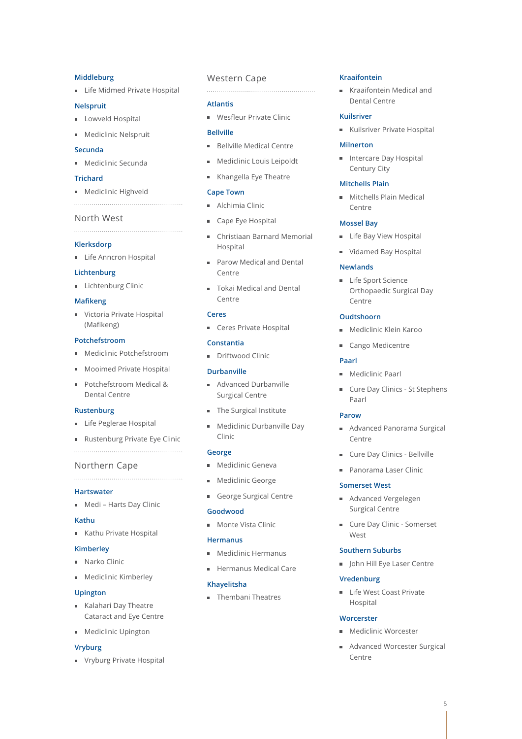**Middleburg**

- Life Midmed Private Hospital

**Nelspruit**

- Lowveld Hospital
- Mediclinic Nelspruit

**Secunda**

- Mediclinic Secunda

**Trichard**

- Mediclinic Highveld

## North West

**Klerksdorp**

- Life Anncron Hospital

**Lichtenburg**

- Lichtenburg Clinic

**Mafikeng**

- Victoria Private Hospital (Mafikeng)

**Potchefstroom**

- Mediclinic Potchefstroom
- Mooimed Private Hospital
- Potchefstroom Medical & Dental Centre

**Rustenburg**

- Life Peglerae Hospital
- Rustenburg Private Eye Clinic

## Northern Cape

**Hartswater**

- Medi – Harts Day Clinic

**Kathu**

- Kathu Private Hospital

**Kimberley**

- Narko Clinic
- Mediclinic Kimberley

**Upington**

- Kalahari Day Theatre Cataract and Eye Centre
- Mediclinic Upington

**Vryburg**

- Vryburg Private Hospital

## Western Cape

**Atlantis**

- Wesfleur Private Clinic

**Bellville**

- Bellville Medical Centre
- Mediclinic Louis Leipoldt
- Khangella Eye Theatre

**Cape Town**

- Alchimia Clinic
- Cape Eye Hospital
- Christiaan Barnard Memorial Hospital
- Parow Medical and Dental Centre
- Tokai Medical and Dental Centre

**Ceres**

- Ceres Private Hospital

**Constantia**

- Driftwood Clinic

**Durbanville**

- Advanced Durbanville Surgical Centre
- The Surgical Institute
- Mediclinic Durbanville Day Clinic

**George**

- Mediclinic Geneva
- Mediclinic George
- George Surgical Centre

**Goodwood**

- Monte Vista Clinic

**Hermanus**

- Mediclinic Hermanus
- Hermanus Medical Care

**Khayelitsha**

- Thembani Theatres

**Kraaifontein**

- Kraaifontein Medical and Dental Centre

**Kuilsriver**

- Kuilsriver Private Hospital

**Milnerton**

- Intercare Day Hospital Century City

**Mitchells Plain**

- Mitchells Plain Medical Centre

**Mossel Bay**

- Life Bay View Hospital
- Vidamed Bay Hospital

**Newlands**

- Life Sport Science Orthopaedic Surgical Day Centre

**Oudtshoorn**

- Mediclinic Klein Karoo
- Cango Medicentre

**Paarl**

- Mediclinic Paarl
- Cure Day Clinics - St Stephens Paarl

**Parow**

- Advanced Panorama Surgical Centre
- Cure Day Clinics - Bellville
- Panorama Laser Clinic

**Somerset West**

- Advanced Vergelegen Surgical Centre
- Cure Day Clinic - Somerset West

**Southern Suburbs**

- John Hill Eye Laser Centre

**Vredenburg**

- Life West Coast Private Hospital

**Worcerster**

- Mediclinic Worcester
- Advanced Worcester Surgical Centre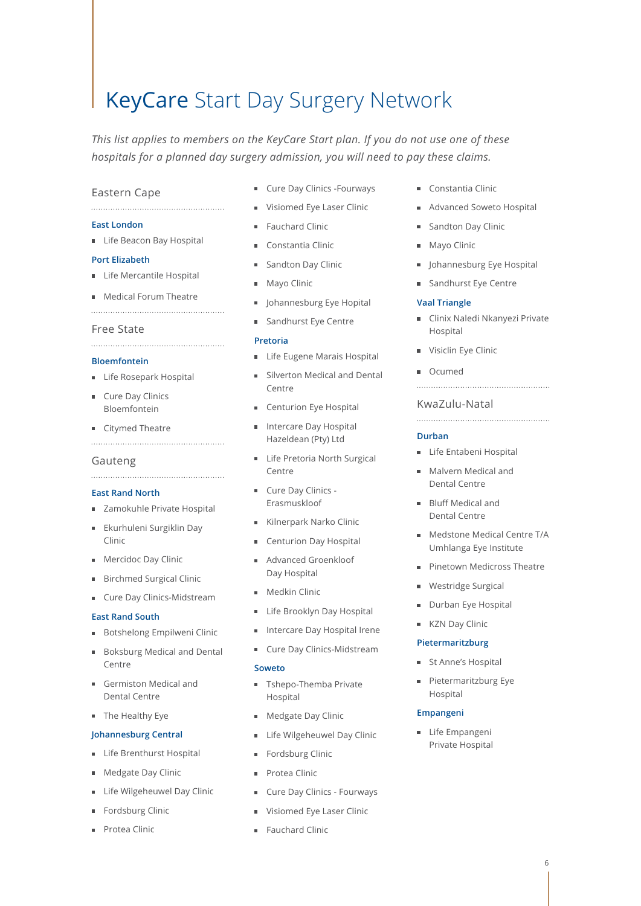# KeyCare Start Day Surgery Network

*This list applies to members on the KeyCare Start plan. If you do not use one of these hospitals for a planned day surgery admission, you will need to pay these claims.*

## Eastern Cape

### East London

- Life Beacon Bay Hospital

### Port Elizabeth

- Life Mercantile Hospital
- Medical Forum Theatre

## Free State

### Bloemfontein

- Life Rosepark Hospital
- Cure Day Clinics Bloemfontein
- Citymed Theatre

## Gauteng

### East Rand North

- Zamokuhle Private Hospital
- Ekurhuleni Surgiklin Day Clinic
- Mercidoc Day Clinic
- Birchmed Surgical Clinic
- Cure Day Clinics-Midstream

### East Rand South

- Botshelong Empilweni Clinic
- Boksburg Medical and Dental Centre
- Germiston Medical and Dental Centre
- The Healthy Eye

### Johannesburg Central

- Life Brenthurst Hospital
- Medgate Day Clinic
- Life Wilgeheuwel Day Clinic
- Fordsburg Clinic
- Protea Clinic
- Cure Day Clinics -Fourways
- Visiomed Eye Laser Clinic
- Fauchard Clinic
- Constantia Clinic
- Sandton Day Clinic
- Mayo Clinic
- Johannesburg Eye Hopital
- Sandhurst Eye Centre

### Pretoria

- Life Eugene Marais Hospital
- Silverton Medical and Dental Centre
- Centurion Eye Hospital
- Intercare Day Hospital Hazeldean (Pty) Ltd
- Life Pretoria North Surgical Centre
- Cure Day Clinics - Erasmuskloof
- Kilnerpark Narko Clinic
- Centurion Day Hospital
- Advanced Groenkloof Day Hospital
- Medkin Clinic
- Life Brooklyn Day Hospital
- Intercare Day Hospital Irene
- Cure Day Clinics-Midstream

### Soweto

- Tshepo-Themba Private Hospital
- Medgate Day Clinic
- Life Wilgeheuwel Day Clinic
- Fordsburg Clinic
- Protea Clinic
- Cure Day Clinics - Fourways
- Visiomed Eye Laser Clinic
- Fauchard Clinic
- Constantia Clinic
- Advanced Soweto Hospital
- Sandton Day Clinic
- Mayo Clinic
- Johannesburg Eye Hospital
- Sandhurst Eye Centre

### Vaal Triangle

- Clinix Naledi Nkanyezi Private Hospital
- Visiclin Eye Clinic
- Ocumed

## KwaZulu-Natal

### Durban

- Life Entabeni Hospital
- Malvern Medical and Dental Centre
- Bluff Medical and Dental Centre
- Medstone Medical Centre T/A Umhlanga Eye Institute
- Pinetown Medicross Theatre
- Westridge Surgical
- Durban Eye Hospital
- KZN Day Clinic

### Pietermaritzburg

- St Anne's Hospital
- Pietermaritzburg Eye Hospital

### Empangeni

- Life Empangeni Private Hospital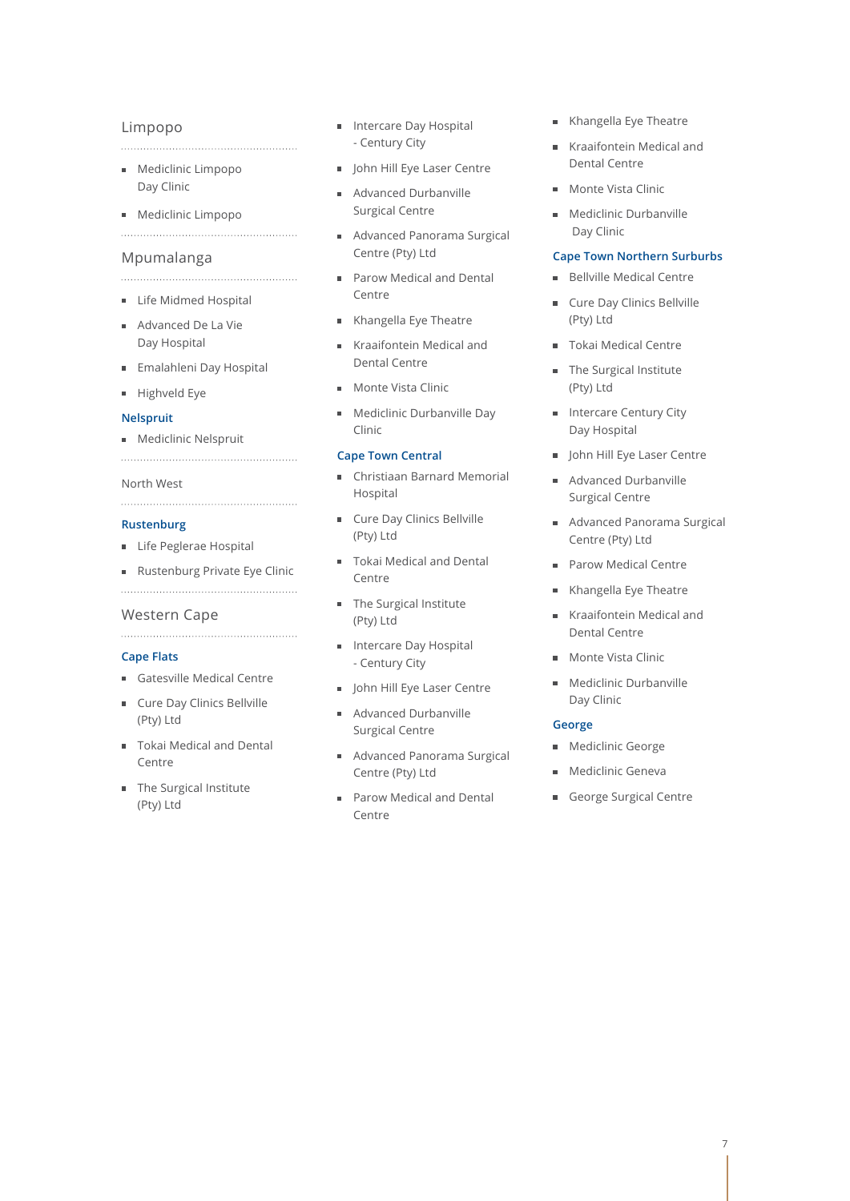## Limpopo

- Mediclinic Limpopo Day Clinic
- Mediclinic Limpopo

## Mpumalanga

- Life Midmed Hospital
- Advanced De La Vie Day Hospital
- Emalahleni Day Hospital
- Highveld Eye

### Nelspruit

- Mediclinic Nelspruit

## North West

### Rustenburg

- Life Peglerae Hospital
- Rustenburg Private Eye Clinic

## Western Cape

### Cape Flats

- Gatesville Medical Centre
- Cure Day Clinics Bellville (Pty) Ltd
- Tokai Medical and Dental Centre
- The Surgical Institute (Pty) Ltd
- Intercare Day Hospital - Century City
- John Hill Eye Laser Centre
- Advanced Durbanville Surgical Centre
- Advanced Panorama Surgical Centre (Pty) Ltd
- Parow Medical and Dental Centre
- Khangella Eye Theatre
- Kraaifontein Medical and Dental Centre
- Monte Vista Clinic
- Mediclinic Durbanville Day Clinic

### Cape Town Central

- Christiaan Barnard Memorial Hospital
- Cure Day Clinics Bellville (Pty) Ltd
- Tokai Medical and Dental Centre
- The Surgical Institute (Pty) Ltd
- Intercare Day Hospital - Century City
- John Hill Eye Laser Centre
- Advanced Durbanville Surgical Centre
- Advanced Panorama Surgical Centre (Pty) Ltd
- Parow Medical and Dental Centre
- Khangella Eye Theatre
- Kraaifontein Medical and Dental Centre
- Monte Vista Clinic
- Mediclinic Durbanville Day Clinic

### Cape Town Northern Surburbs

- Bellville Medical Centre
- Cure Day Clinics Bellville (Pty) Ltd
- Tokai Medical Centre
- The Surgical Institute (Pty) Ltd
- Intercare Century City Day Hospital
- John Hill Eye Laser Centre
- Advanced Durbanville Surgical Centre
- Advanced Panorama Surgical Centre (Pty) Ltd
- Parow Medical Centre
- Khangella Eye Theatre
- Kraaifontein Medical and Dental Centre
- Monte Vista Clinic
- Mediclinic Durbanville Day Clinic

### George

- Mediclinic George
- Mediclinic Geneva
- George Surgical Centre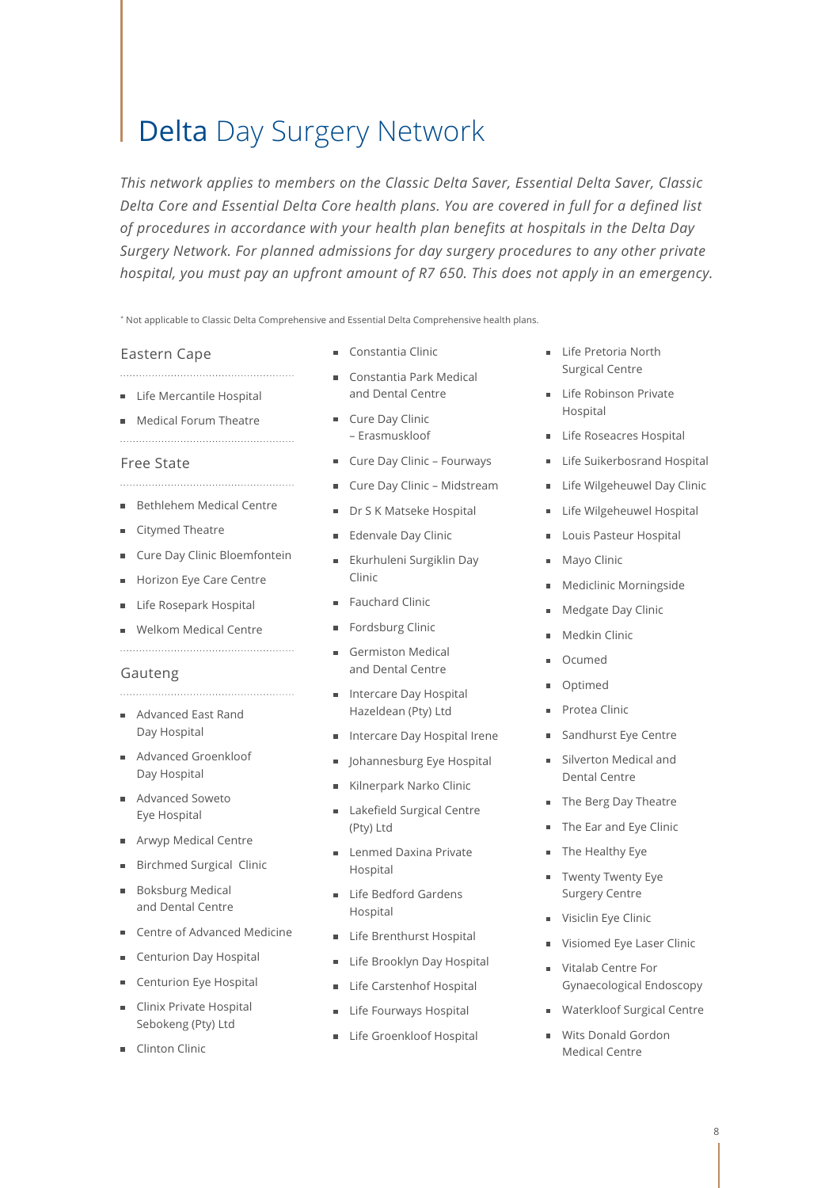# Delta Day Surgery Network

*This network applies to members on the Classic Delta Saver, Essential Delta Saver, Classic Delta Core and Essential Delta Core health plans. You are covered in full for a defined list of procedures in accordance with your health plan benefits at hospitals in the Delta Day Surgery Network. For planned admissions for day surgery procedures to any other private hospital, you must pay an upfront amount of R7 650. This does not apply in an emergency.*

* Not applicable to Classic Delta Comprehensive and Essential Delta Comprehensive health plans.

## Eastern Cape

- Life Mercantile Hospital
- Medical Forum Theatre

## Free State

- Bethlehem Medical Centre
- Citymed Theatre
- Cure Day Clinic Bloemfontein
- Horizon Eye Care Centre
- Life Rosepark Hospital
- Welkom Medical Centre

## Gauteng

- Advanced East Rand Day Hospital
- Advanced Groenkloof Day Hospital
- Advanced Soweto Eye Hospital
- Arwyp Medical Centre
- Birchmed Surgical Clinic
- Boksburg Medical and Dental Centre
- Centre of Advanced Medicine
- Centurion Day Hospital
- Centurion Eye Hospital
- Clinix Private Hospital Sebokeng (Pty) Ltd
- Clinton Clinic
- Constantia Clinic
- Constantia Park Medical and Dental Centre
- Cure Day Clinic – Erasmuskloof
- Cure Day Clinic – Fourways
- Cure Day Clinic – Midstream
- Dr S K Matseke Hospital
- Edenvale Day Clinic
- Ekurhuleni Surgiklin Day Clinic
- Fauchard Clinic
- Fordsburg Clinic
- Germiston Medical and Dental Centre
- Intercare Day Hospital Hazeldean (Pty) Ltd
- Intercare Day Hospital Irene
- Johannesburg Eye Hospital
- Kilnerpark Narko Clinic
- Lakefield Surgical Centre (Pty) Ltd
- Lenmed Daxina Private Hospital
- Life Bedford Gardens Hospital
- Life Brenthurst Hospital
- Life Brooklyn Day Hospital
- Life Carstenhof Hospital
- Life Fourways Hospital
- Life Groenkloof Hospital
- Life Pretoria North Surgical Centre
- Life Robinson Private Hospital
- Life Roseacres Hospital
- Life Suikerbosrand Hospital
- Life Wilgeheuwel Day Clinic
- Life Wilgeheuwel Hospital
- Louis Pasteur Hospital
- Mayo Clinic
- Mediclinic Morningside
- Medgate Day Clinic
- Medkin Clinic
- Ocumed
- Optimed
- Protea Clinic
- Sandhurst Eye Centre
- Silverton Medical and Dental Centre
- The Berg Day Theatre
- The Ear and Eye Clinic
- The Healthy Eye
- Twenty Twenty Eye Surgery Centre
- Visiclin Eye Clinic
- Visiomed Eye Laser Clinic
- Vitalab Centre For Gynaecological Endoscopy
- Waterkloof Surgical Centre
- Wits Donald Gordon Medical Centre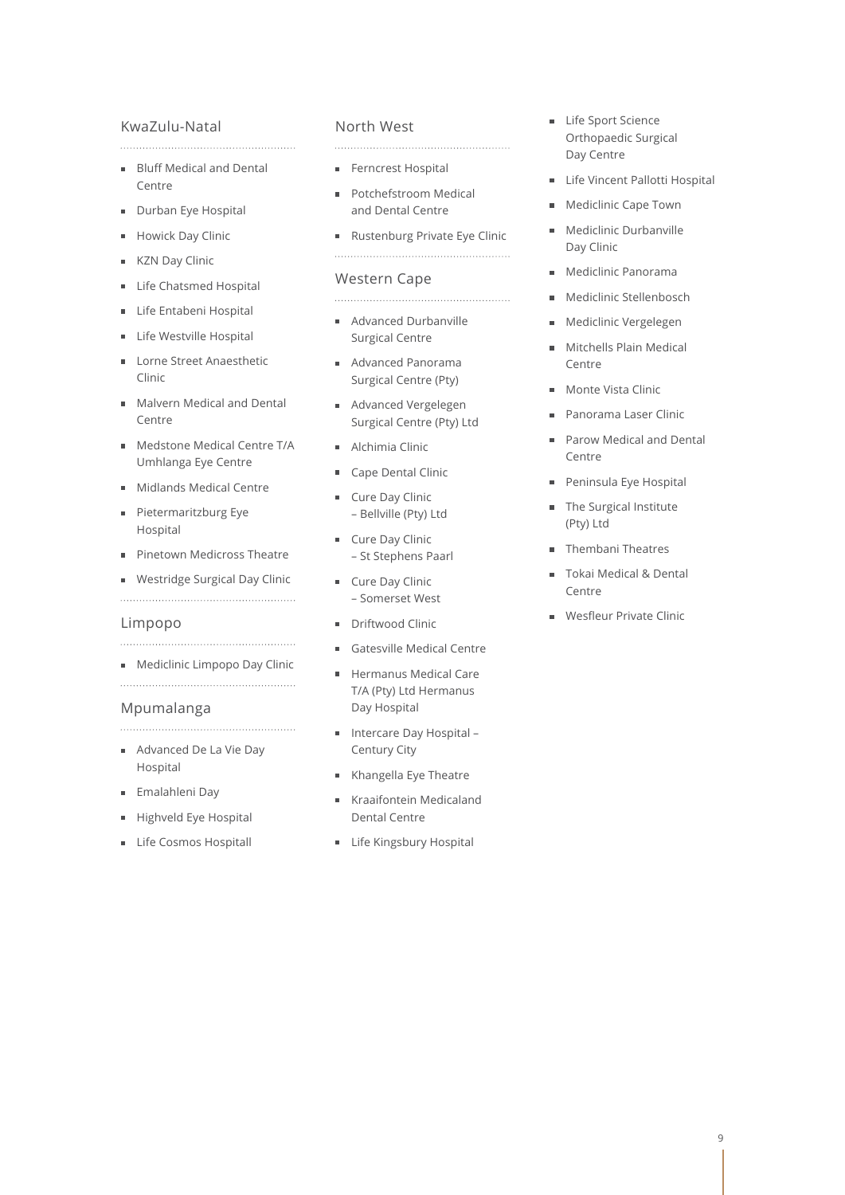## KwaZulu-Natal

- Bluff Medical and Dental Centre
- Durban Eye Hospital
- Howick Day Clinic
- KZN Day Clinic
- Life Chatsmed Hospital
- Life Entabeni Hospital
- Life Westville Hospital
- Lorne Street Anaesthetic Clinic
- Malvern Medical and Dental Centre
- Medstone Medical Centre T/A Umhlanga Eye Centre
- Midlands Medical Centre
- Pietermaritzburg Eye Hospital
- Pinetown Medicross Theatre
- Westridge Surgical Day Clinic

## Limpopo

- Mediclinic Limpopo Day Clinic

## Mpumalanga

- Advanced De La Vie Day Hospital
- Emalahleni Day
- Highveld Eye Hospital
- Life Cosmos Hospitall

## North West

- Ferncrest Hospital
- Potchefstroom Medical and Dental Centre
- Rustenburg Private Eye Clinic

## Western Cape

- Advanced Durbanville Surgical Centre
- Advanced Panorama Surgical Centre (Pty)
- Advanced Vergelegen Surgical Centre (Pty) Ltd
- Alchimia Clinic
- Cape Dental Clinic
- Cure Day Clinic – Bellville (Pty) Ltd
- Cure Day Clinic – St Stephens Paarl
- Cure Day Clinic – Somerset West
- Driftwood Clinic
- Gatesville Medical Centre
- Hermanus Medical Care T/A (Pty) Ltd Hermanus Day Hospital
- Intercare Day Hospital – Century City
- Khangella Eye Theatre
- Kraaifontein Medicaland Dental Centre
- Life Kingsbury Hospital
- Life Sport Science Orthopaedic Surgical Day Centre
- Life Vincent Pallotti Hospital
- Mediclinic Cape Town
- Mediclinic Durbanville Day Clinic
- Mediclinic Panorama
- Mediclinic Stellenbosch
- Mediclinic Vergelegen
- Mitchells Plain Medical Centre
- Monte Vista Clinic
- Panorama Laser Clinic
- Parow Medical and Dental Centre
- Peninsula Eye Hospital
- The Surgical Institute (Pty) Ltd
- Thembani Theatres
- Tokai Medical & Dental Centre
- Wesfleur Private Clinic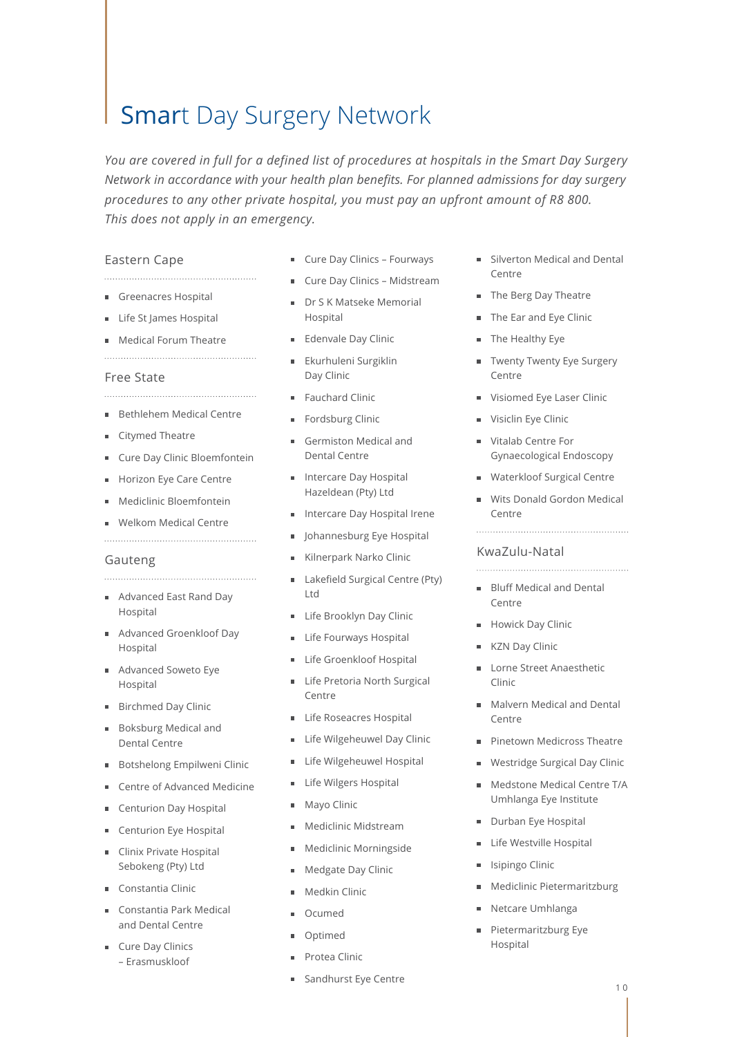# Smart Day Surgery Network

*You are covered in full for a defined list of procedures at hospitals in the Smart Day Surgery Network in accordance with your health plan benefits. For planned admissions for day surgery procedures to any other private hospital, you must pay an upfront amount of R8 800. This does not apply in an emergency.*

## Eastern Cape

- Greenacres Hospital
- Life St James Hospital
- Medical Forum Theatre

## Free State

- Bethlehem Medical Centre
- Citymed Theatre
- Cure Day Clinic Bloemfontein
- Horizon Eye Care Centre
- Mediclinic Bloemfontein
- Welkom Medical Centre

## Gauteng

- Advanced East Rand Day Hospital
- Advanced Groenkloof Day Hospital
- Advanced Soweto Eye Hospital
- Birchmed Day Clinic
- Boksburg Medical and Dental Centre
- Botshelong Empilweni Clinic
- Centre of Advanced Medicine
- Centurion Day Hospital
- Centurion Eye Hospital
- Clinix Private Hospital Sebokeng (Pty) Ltd
- Constantia Clinic
- Constantia Park Medical and Dental Centre
- Cure Day Clinics – Erasmuskloof
- Cure Day Clinics – Fourways
- Cure Day Clinics – Midstream
- Dr S K Matseke Memorial Hospital
- Edenvale Day Clinic
- Ekurhuleni Surgiklin Day Clinic
- Fauchard Clinic
- Fordsburg Clinic
- Germiston Medical and Dental Centre
- Intercare Day Hospital Hazeldean (Pty) Ltd
- Intercare Day Hospital Irene
- Johannesburg Eye Hospital
- Kilnerpark Narko Clinic
- Lakefield Surgical Centre (Pty) Ltd
- Life Brooklyn Day Clinic
- Life Fourways Hospital
- Life Groenkloof Hospital
- Life Pretoria North Surgical Centre
- Life Roseacres Hospital
- Life Wilgeheuwel Day Clinic
- Life Wilgeheuwel Hospital
- Life Wilgers Hospital
- Mayo Clinic
- Mediclinic Midstream
- Mediclinic Morningside
- Medgate Day Clinic
- Medkin Clinic
- Ocumed
- Optimed
- Protea Clinic
- Sandhurst Eye Centre
- Silverton Medical and Dental Centre
- The Berg Day Theatre
- The Ear and Eye Clinic
- The Healthy Eye
- Twenty Twenty Eye Surgery Centre
- Visiomed Eye Laser Clinic
- Visiclin Eye Clinic
- Vitalab Centre For Gynaecological Endoscopy
- Waterkloof Surgical Centre
- Wits Donald Gordon Medical Centre

## KwaZulu-Natal

- Bluff Medical and Dental Centre
- Howick Day Clinic
- KZN Day Clinic
- Lorne Street Anaesthetic Clinic
- Malvern Medical and Dental Centre
- Pinetown Medicross Theatre
- Westridge Surgical Day Clinic
- Medstone Medical Centre T/A Umhlanga Eye Institute
- Durban Eye Hospital
- Life Westville Hospital
- Isipingo Clinic
- Mediclinic Pietermaritzburg
- Netcare Umhlanga
- Pietermaritzburg Eye Hospital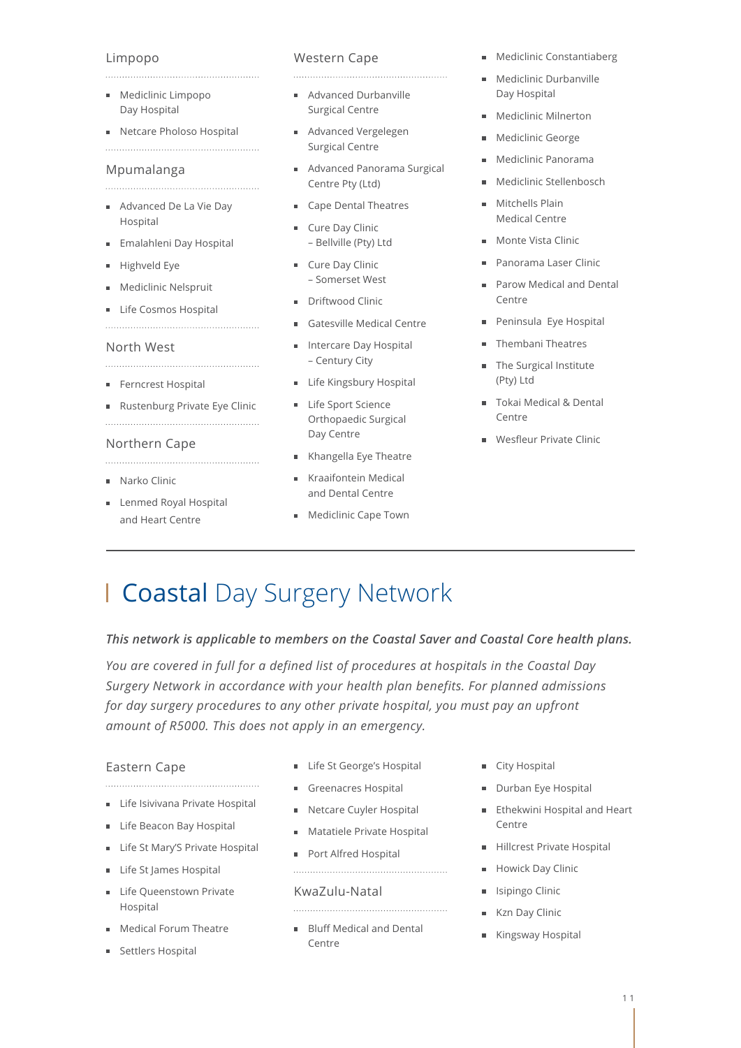## Limpopo

- Mediclinic Limpopo Day Hospital
- Netcare Pholoso Hospital

## Mpumalanga

- Advanced De La Vie Day Hospital
- Emalahleni Day Hospital
- Highveld Eye
- Mediclinic Nelspruit
- Life Cosmos Hospital

## North West

- Ferncrest Hospital
- Rustenburg Private Eye Clinic

## Northern Cape

- Narko Clinic
- Lenmed Royal Hospital and Heart Centre

## Western Cape

- Advanced Durbanville Surgical Centre
- Advanced Vergelegen Surgical Centre
- Advanced Panorama Surgical Centre Pty (Ltd)
- Cape Dental Theatres
- Cure Day Clinic – Bellville (Pty) Ltd
- Cure Day Clinic – Somerset West
- Driftwood Clinic
- Gatesville Medical Centre
- Intercare Day Hospital – Century City
- Life Kingsbury Hospital
- Life Sport Science Orthopaedic Surgical Day Centre
- Khangella Eye Theatre
- Kraaifontein Medical and Dental Centre
- Mediclinic Cape Town
- Mediclinic Constantiaberg
- Mediclinic Durbanville Day Hospital
- Mediclinic Milnerton
- Mediclinic George
- Mediclinic Panorama
- Mediclinic Stellenbosch
- Mitchells Plain Medical Centre
- Monte Vista Clinic
- Panorama Laser Clinic
- Parow Medical and Dental Centre
- Peninsula Eye Hospital
- Thembani Theatres
- The Surgical Institute (Pty) Ltd
- Tokai Medical & Dental Centre
- Wesfleur Private Clinic

# Coastal Day Surgery Network

***This network is applicable to members on the Coastal Saver and Coastal Core health plans.***

*You are covered in full for a defined list of procedures at hospitals in the Coastal Day Surgery Network in accordance with your health plan benefits. For planned admissions for day surgery procedures to any other private hospital, you must pay an upfront amount of R5000. This does not apply in an emergency.*

## Eastern Cape

- Life Isivivana Private Hospital
- Life Beacon Bay Hospital
- Life St Mary'S Private Hospital
- Life St James Hospital
- Life Queenstown Private Hospital
- Medical Forum Theatre
- Settlers Hospital
- Life St George's Hospital
- Greenacres Hospital
- Netcare Cuyler Hospital
- Matatiele Private Hospital
- Port Alfred Hospital

## KwaZulu-Natal

- Bluff Medical and Dental Centre
- City Hospital
- Durban Eye Hospital
- Ethekwini Hospital and Heart Centre
- Hillcrest Private Hospital
- Howick Day Clinic
- Isipingo Clinic
- Kzn Day Clinic
- Kingsway Hospital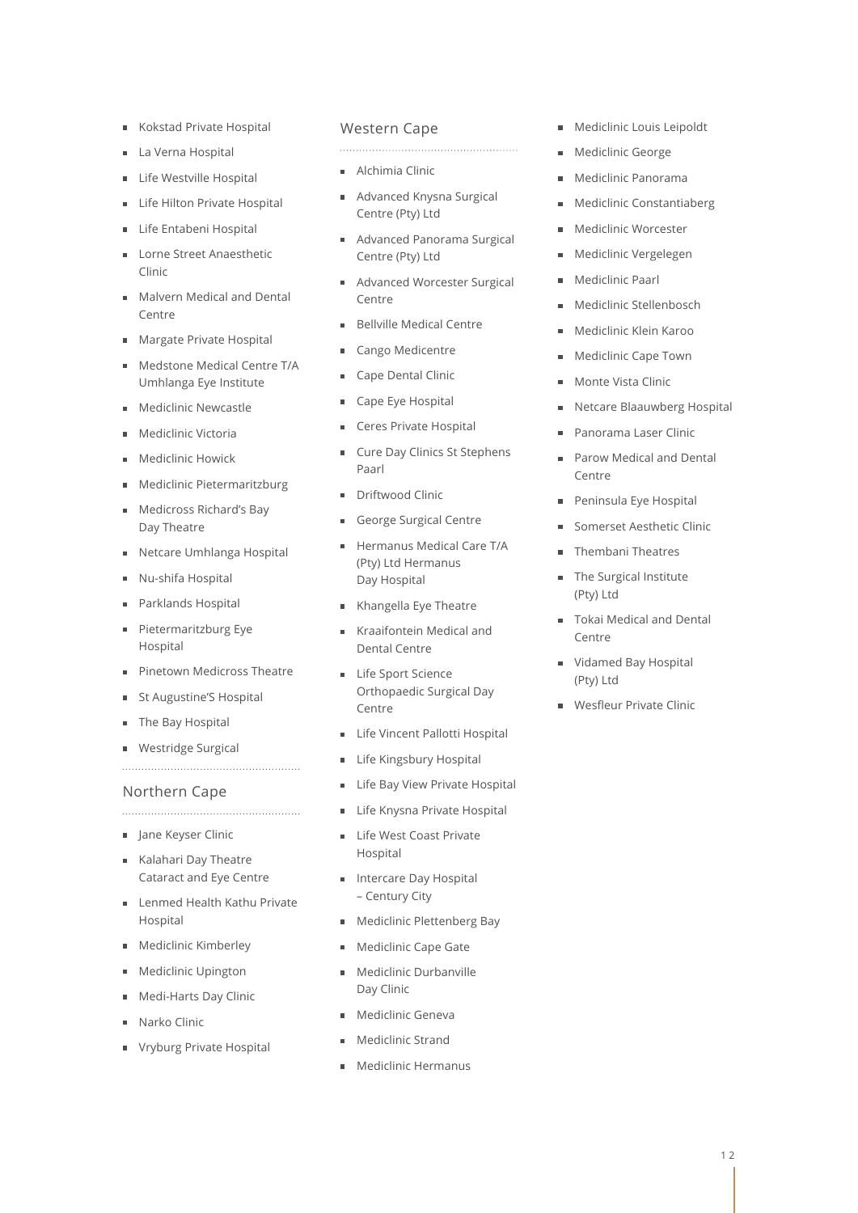- Kokstad Private Hospital
- La Verna Hospital
- Life Westville Hospital
- Life Hilton Private Hospital
- Life Entabeni Hospital
- Lorne Street Anaesthetic Clinic
- Malvern Medical and Dental Centre
- Margate Private Hospital
- Medstone Medical Centre T/A Umhlanga Eye Institute
- Mediclinic Newcastle
- Mediclinic Victoria
- Mediclinic Howick
- Mediclinic Pietermaritzburg
- Medicross Richard's Bay Day Theatre
- Netcare Umhlanga Hospital
- Nu-shifa Hospital
- Parklands Hospital
- Pietermaritzburg Eye Hospital
- Pinetown Medicross Theatre
- St Augustine'S Hospital
- The Bay Hospital
- Westridge Surgical

## Northern Cape

- Jane Keyser Clinic
- Kalahari Day Theatre Cataract and Eye Centre
- Lenmed Health Kathu Private Hospital
- Mediclinic Kimberley
- Mediclinic Upington
- Medi-Harts Day Clinic
- Narko Clinic
- Vryburg Private Hospital

## Western Cape

- Alchimia Clinic
- Advanced Knysna Surgical Centre (Pty) Ltd
- Advanced Panorama Surgical Centre (Pty) Ltd
- Advanced Worcester Surgical Centre
- Bellville Medical Centre
- Cango Medicentre
- Cape Dental Clinic
- Cape Eye Hospital
- Ceres Private Hospital
- Cure Day Clinics St Stephens Paarl
- Driftwood Clinic
- George Surgical Centre
- Hermanus Medical Care T/A (Pty) Ltd Hermanus Day Hospital
- Khangella Eye Theatre
- Kraaifontein Medical and Dental Centre
- Life Sport Science Orthopaedic Surgical Day Centre
- Life Vincent Pallotti Hospital
- Life Kingsbury Hospital
- Life Bay View Private Hospital
- Life Knysna Private Hospital
- Life West Coast Private Hospital
- Intercare Day Hospital – Century City
- Mediclinic Plettenberg Bay
- Mediclinic Cape Gate
- Mediclinic Durbanville Day Clinic
- Mediclinic Geneva
- Mediclinic Strand
- Mediclinic Hermanus
- Mediclinic Louis Leipoldt
- Mediclinic George
- Mediclinic Panorama
- Mediclinic Constantiaberg
- Mediclinic Worcester
- Mediclinic Vergelegen
- Mediclinic Paarl
- Mediclinic Stellenbosch
- Mediclinic Klein Karoo
- Mediclinic Cape Town
- Monte Vista Clinic
- Netcare Blaauwberg Hospital
- Panorama Laser Clinic
- Parow Medical and Dental Centre
- Peninsula Eye Hospital
- Somerset Aesthetic Clinic
- Thembani Theatres
- The Surgical Institute (Pty) Ltd
- Tokai Medical and Dental Centre
- Vidamed Bay Hospital (Pty) Ltd
- Wesfleur Private Clinic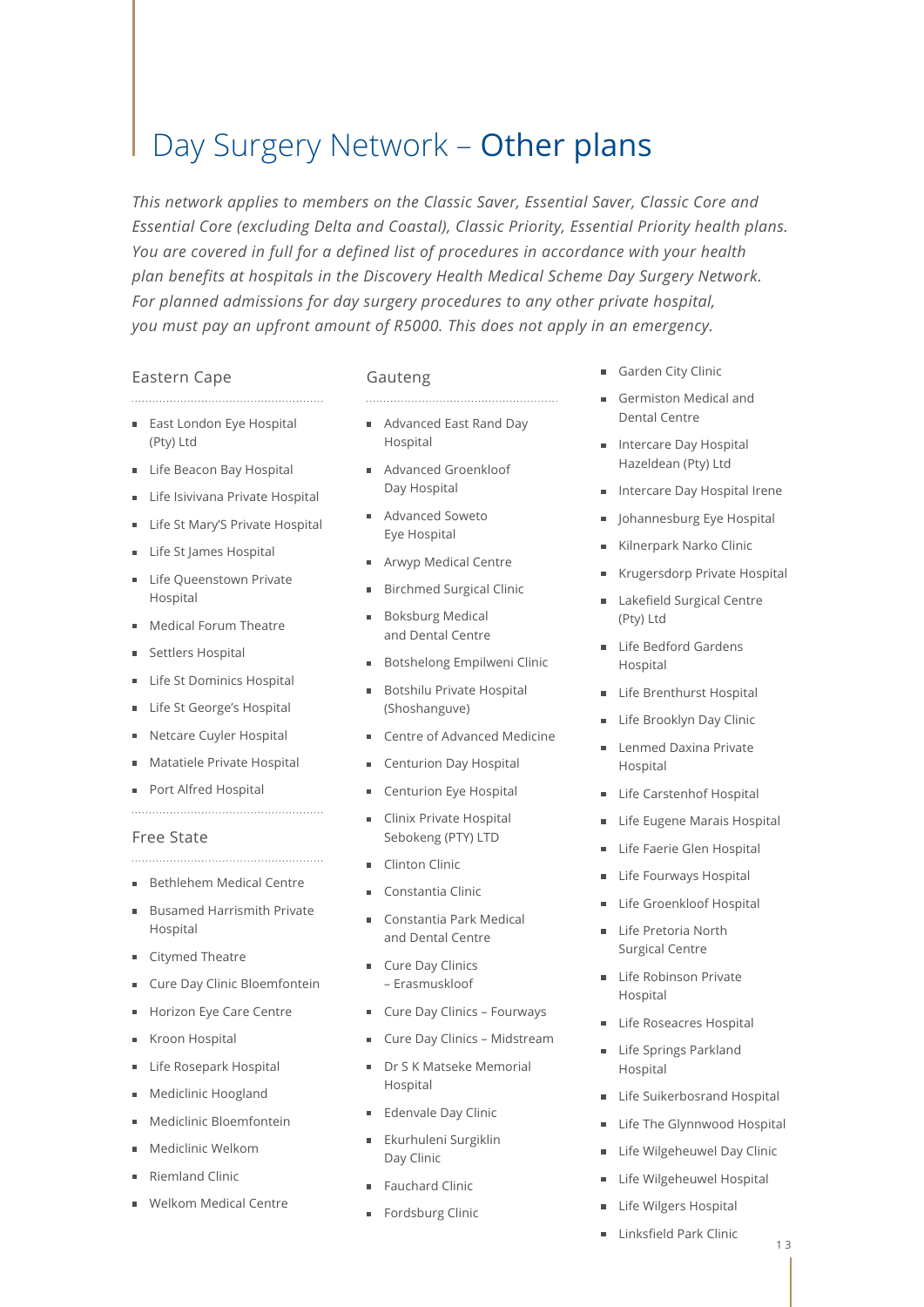# Day Surgery Network – Other plans

*This network applies to members on the Classic Saver, Essential Saver, Classic Core and Essential Core (excluding Delta and Coastal), Classic Priority, Essential Priority health plans. You are covered in full for a defined list of procedures in accordance with your health plan benefits at hospitals in the Discovery Health Medical Scheme Day Surgery Network. For planned admissions for day surgery procedures to any other private hospital, you must pay an upfront amount of R5000. This does not apply in an emergency.*

## Eastern Cape

- East London Eye Hospital (Pty) Ltd
- Life Beacon Bay Hospital
- Life Isivivana Private Hospital
- Life St Mary'S Private Hospital
- Life St James Hospital
- Life Queenstown Private Hospital
- Medical Forum Theatre
- Settlers Hospital
- Life St Dominics Hospital
- Life St George's Hospital
- Netcare Cuyler Hospital
- Matatiele Private Hospital
- Port Alfred Hospital

## Free State

- Bethlehem Medical Centre
- Busamed Harrismith Private Hospital
- Citymed Theatre
- Cure Day Clinic Bloemfontein
- Horizon Eye Care Centre
- Kroon Hospital
- Life Rosepark Hospital
- Mediclinic Hoogland
- Mediclinic Bloemfontein
- Mediclinic Welkom
- Riemland Clinic
- Welkom Medical Centre

## Gauteng

- Advanced East Rand Day Hospital
- Advanced Groenkloof Day Hospital
- Advanced Soweto Eye Hospital
- Arwyp Medical Centre
- Birchmed Surgical Clinic
- Boksburg Medical and Dental Centre
- Botshelong Empilweni Clinic
- Botshilu Private Hospital (Shoshanguve)
- Centre of Advanced Medicine
- Centurion Day Hospital
- Centurion Eye Hospital
- Clinix Private Hospital Sebokeng (PTY) LTD
- Clinton Clinic
- Constantia Clinic
- Constantia Park Medical and Dental Centre
- Cure Day Clinics – Erasmuskloof
- Cure Day Clinics – Fourways
- Cure Day Clinics – Midstream
- Dr S K Matseke Memorial Hospital
- Edenvale Day Clinic
- Ekurhuleni Surgiklin Day Clinic
- Fauchard Clinic
- Fordsburg Clinic
- Garden City Clinic
- Germiston Medical and Dental Centre
- Intercare Day Hospital Hazeldean (Pty) Ltd
- Intercare Day Hospital Irene
- Johannesburg Eye Hospital
- Kilnerpark Narko Clinic
- Krugersdorp Private Hospital
- Lakefield Surgical Centre (Pty) Ltd
- Life Bedford Gardens Hospital
- Life Brenthurst Hospital
- Life Brooklyn Day Clinic
- Lenmed Daxina Private Hospital
- Life Carstenhof Hospital
- Life Eugene Marais Hospital
- Life Faerie Glen Hospital
- Life Fourways Hospital
- Life Groenkloof Hospital
- Life Pretoria North Surgical Centre
- Life Robinson Private Hospital
- Life Roseacres Hospital
- Life Springs Parkland Hospital
- Life Suikerbosrand Hospital
- Life The Glynnwood Hospital
- Life Wilgeheuwel Day Clinic
- Life Wilgeheuwel Hospital
- Life Wilgers Hospital
- Linksfield Park Clinic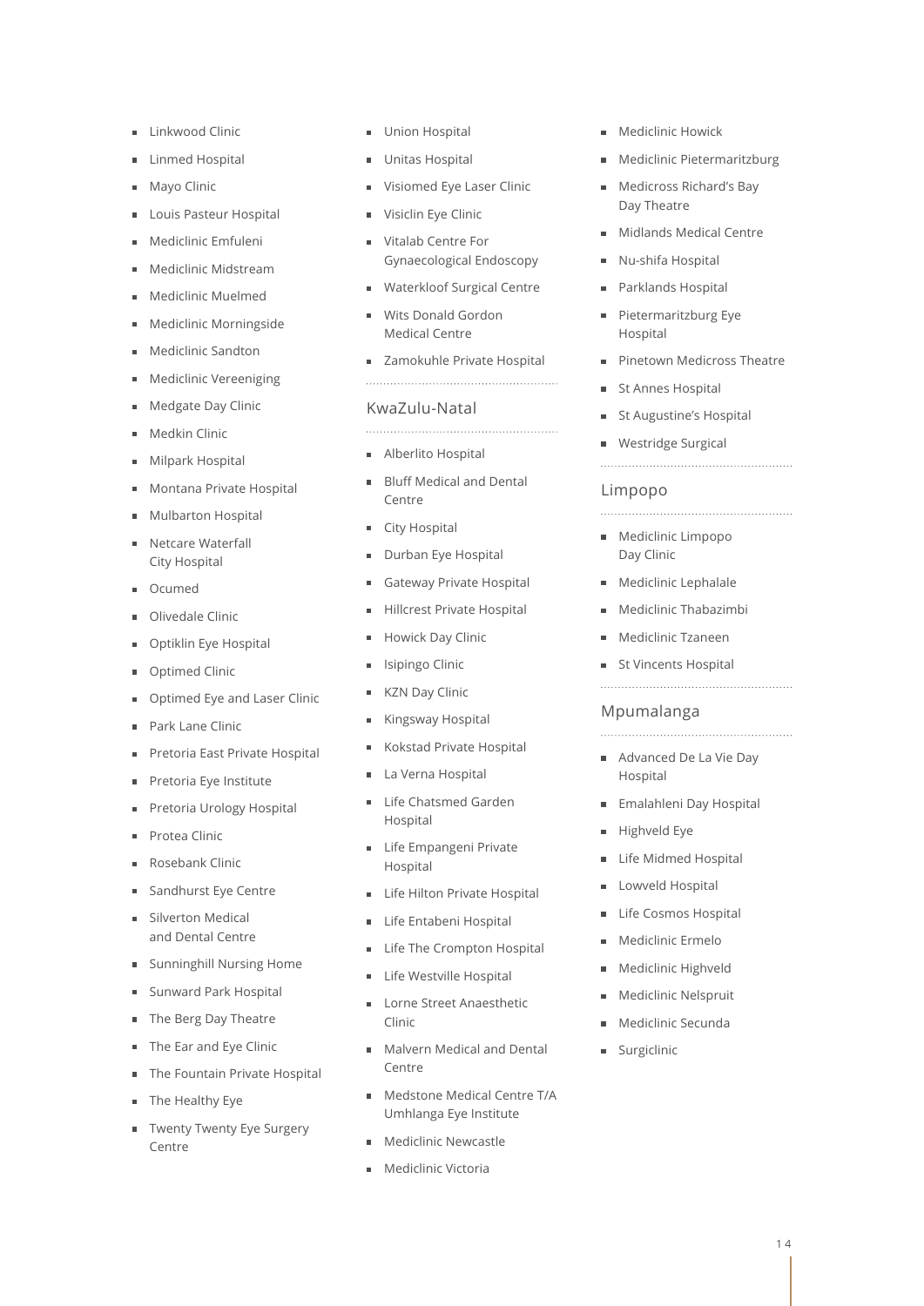- Linkwood Clinic
- Linmed Hospital
- Mayo Clinic
- Louis Pasteur Hospital
- Mediclinic Emfuleni
- Mediclinic Midstream
- Mediclinic Muelmed
- Mediclinic Morningside
- Mediclinic Sandton
- Mediclinic Vereeniging
- Medgate Day Clinic
- Medkin Clinic
- Milpark Hospital
- Montana Private Hospital
- Mulbarton Hospital
- Netcare Waterfall City Hospital
- Ocumed
- Olivedale Clinic
- Optiklin Eye Hospital
- Optimed Clinic
- Optimed Eye and Laser Clinic
- Park Lane Clinic
- Pretoria East Private Hospital
- Pretoria Eye Institute
- Pretoria Urology Hospital
- Protea Clinic
- Rosebank Clinic
- Sandhurst Eye Centre
- Silverton Medical and Dental Centre
- Sunninghill Nursing Home
- Sunward Park Hospital
- The Berg Day Theatre
- The Ear and Eye Clinic
- The Fountain Private Hospital
- The Healthy Eye
- Twenty Twenty Eye Surgery Centre
- Union Hospital
- Unitas Hospital
- Visiomed Eye Laser Clinic
- Visiclin Eye Clinic
- Vitalab Centre For Gynaecological Endoscopy
- Waterkloof Surgical Centre
- Wits Donald Gordon Medical Centre
- Zamokuhle Private Hospital

## KwaZulu-Natal

- Alberlito Hospital
- Bluff Medical and Dental Centre
- City Hospital
- Durban Eye Hospital
- Gateway Private Hospital
- Hillcrest Private Hospital
- Howick Day Clinic
- Isipingo Clinic
- KZN Day Clinic
- Kingsway Hospital
- Kokstad Private Hospital
- La Verna Hospital
- Life Chatsmed Garden Hospital
- Life Empangeni Private Hospital
- Life Hilton Private Hospital
- Life Entabeni Hospital
- Life The Crompton Hospital
- Life Westville Hospital
- Lorne Street Anaesthetic Clinic
- Malvern Medical and Dental Centre
- Medstone Medical Centre T/A Umhlanga Eye Institute
- Mediclinic Newcastle
- Mediclinic Victoria
- Mediclinic Howick
- Mediclinic Pietermaritzburg
- Medicross Richard's Bay Day Theatre
- Midlands Medical Centre
- Nu-shifa Hospital
- Parklands Hospital
- Pietermaritzburg Eye Hospital
- Pinetown Medicross Theatre
- St Annes Hospital
- St Augustine's Hospital
- Westridge Surgical

## Limpopo

- Mediclinic Limpopo Day Clinic
- Mediclinic Lephalale
- Mediclinic Thabazimbi
- Mediclinic Tzaneen
- St Vincents Hospital

## Mpumalanga

- Advanced De La Vie Day Hospital
- Emalahleni Day Hospital
- Highveld Eye
- Life Midmed Hospital
- Lowveld Hospital
- Life Cosmos Hospital
- Mediclinic Ermelo
- Mediclinic Highveld
- Mediclinic Nelspruit
- Mediclinic Secunda
- Surgiclinic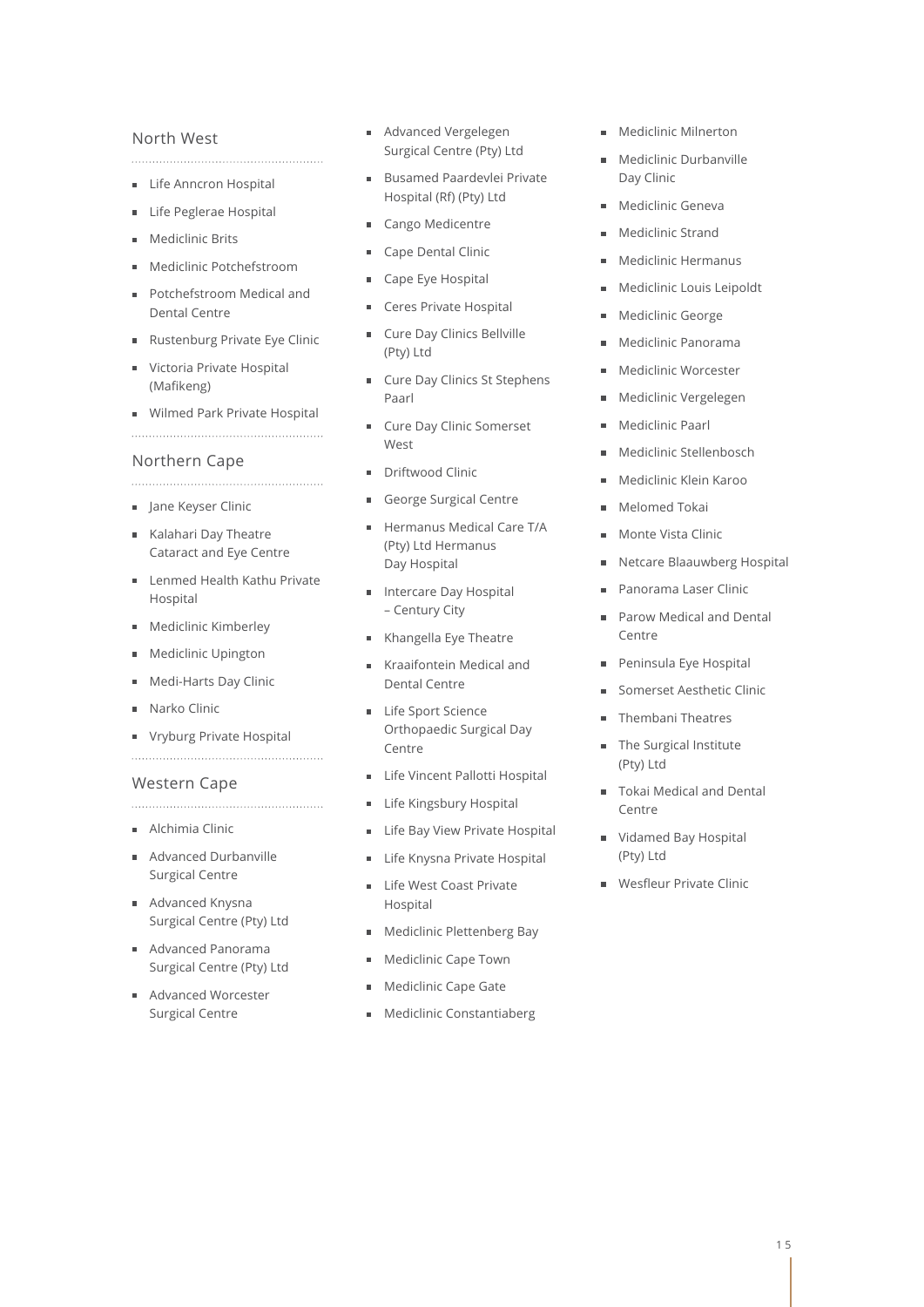## North West

- Life Anncron Hospital
- Life Peglerae Hospital
- Mediclinic Brits
- Mediclinic Potchefstroom
- Potchefstroom Medical and Dental Centre
- Rustenburg Private Eye Clinic
- Victoria Private Hospital (Mafikeng)
- Wilmed Park Private Hospital

## Northern Cape

- Jane Keyser Clinic
- Kalahari Day Theatre Cataract and Eye Centre
- Lenmed Health Kathu Private Hospital
- Mediclinic Kimberley
- Mediclinic Upington
- Medi-Harts Day Clinic
- Narko Clinic
- Vryburg Private Hospital

## Western Cape

- Alchimia Clinic
- Advanced Durbanville Surgical Centre
- Advanced Knysna Surgical Centre (Pty) Ltd
- Advanced Panorama Surgical Centre (Pty) Ltd
- Advanced Worcester Surgical Centre
- Advanced Vergelegen Surgical Centre (Pty) Ltd
- Busamed Paardevlei Private Hospital (Rf) (Pty) Ltd
- Cango Medicentre
- Cape Dental Clinic
- Cape Eye Hospital
- Ceres Private Hospital
- Cure Day Clinics Bellville (Pty) Ltd
- Cure Day Clinics St Stephens Paarl
- Cure Day Clinic Somerset West
- Driftwood Clinic
- George Surgical Centre
- Hermanus Medical Care T/A (Pty) Ltd Hermanus Day Hospital
- Intercare Day Hospital – Century City
- Khangella Eye Theatre
- Kraaifontein Medical and Dental Centre
- Life Sport Science Orthopaedic Surgical Day Centre
- Life Vincent Pallotti Hospital
- Life Kingsbury Hospital
- Life Bay View Private Hospital
- Life Knysna Private Hospital
- Life West Coast Private Hospital
- Mediclinic Plettenberg Bay
- Mediclinic Cape Town
- Mediclinic Cape Gate
- Mediclinic Constantiaberg
- Mediclinic Milnerton
- Mediclinic Durbanville Day Clinic
- Mediclinic Geneva
- Mediclinic Strand
- Mediclinic Hermanus
- Mediclinic Louis Leipoldt
- Mediclinic George
- Mediclinic Panorama
- Mediclinic Worcester
- Mediclinic Vergelegen
- Mediclinic Paarl
- Mediclinic Stellenbosch
- Mediclinic Klein Karoo
- Melomed Tokai
- Monte Vista Clinic
- Netcare Blaauwberg Hospital
- Panorama Laser Clinic
- Parow Medical and Dental Centre
- Peninsula Eye Hospital
- Somerset Aesthetic Clinic
- Thembani Theatres
- The Surgical Institute (Pty) Ltd
- Tokai Medical and Dental Centre
- Vidamed Bay Hospital (Pty) Ltd
- Wesfleur Private Clinic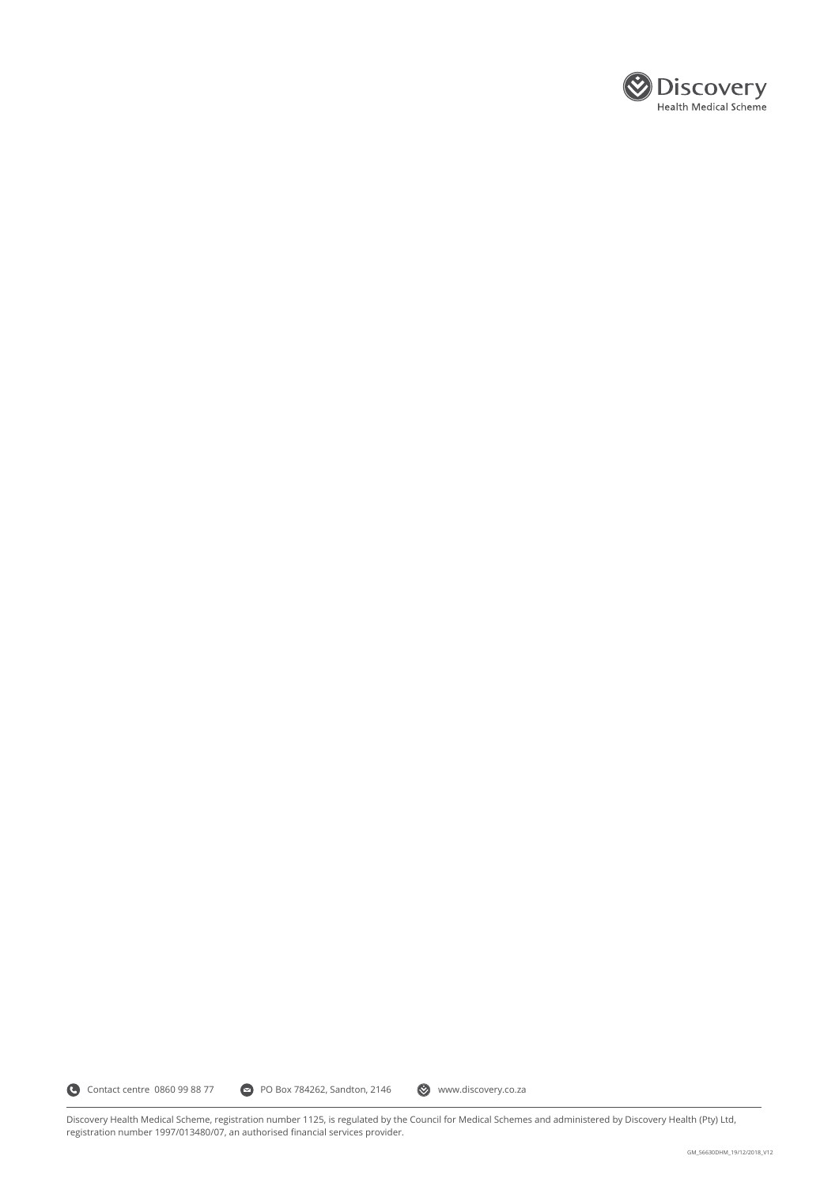Discovery
Health Medical Scheme

Contact centre 0860 99 88 77 PO Box 784262, Sandton, 2146 www.discovery.co.za

Discovery Health Medical Scheme, registration number 1125, is regulated by the Council for Medical Schemes and administered by Discovery Health (Pty) Ltd, registration number 1997/013480/07, an authorised financial services provider.

GM_56630DHM_19/12/2018_V12